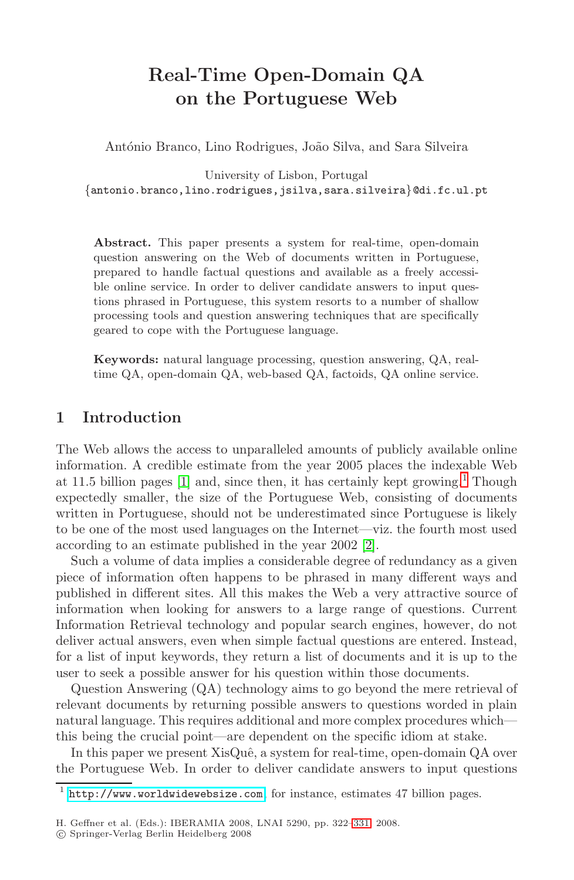# Real-Time Open-Domain QA on the Portuguese Web

António Branco, Lino Rodrigues, João Silva, and Sara Silveira

University of Lisbon, Portugal
{antonio.branco,lino.rodrigues,jsilva,sara.silveira}@di.fc.ul.pt

**Abstract.** This paper presents a system for real-time, open-domain question answering on the Web of documents written in Portuguese, prepared to handle factual questions and available as a freely accessible online service. In order to deliver candidate answers to input questions phrased in Portuguese, this system resorts to a number of shallow processing tools and question answering techniques that are specifically geared to cope with the Portuguese language.

**Keywords:** natural language processing, question answering, QA, real-time QA, open-domain QA, web-based QA, factoids, QA online service.

## 1 Introduction

The Web allows the access to unparalleled amounts of publicly available online information. A credible estimate from the year 2005 places the indexable Web at 11.5 billion pages [1] and, since then, it has certainly kept growing.[1] Though expectedly smaller, the size of the Portuguese Web, consisting of documents written in Portuguese, should not be underestimated since Portuguese is likely to be one of the most used languages on the Internet—viz. the fourth most used according to an estimate published in the year 2002 [2].

Such a volume of data implies a considerable degree of redundancy as a given piece of information often happens to be phrased in many different ways and published in different sites. All this makes the Web a very attractive source of information when looking for answers to a large range of questions. Current Information Retrieval technology and popular search engines, however, do not deliver actual answers, even when simple factual questions are entered. Instead, for a list of input keywords, they return a list of documents and it is up to the user to seek a possible answer for his question within those documents.

Question Answering (QA) technology aims to go beyond the mere retrieval of relevant documents by returning possible answers to questions worded in plain natural language. This requires additional and more complex procedures which—this being the crucial point—are dependent on the specific idiom at stake.

In this paper we present XisQuê, a system for real-time, open-domain QA over the Portuguese Web. In order to deliver candidate answers to input questions

[1] http://www.worldwidewebsize.com, for instance, estimates 47 billion pages.

H. Geffner et al. (Eds.): IBERAMIA 2008, LNAI 5290, pp. 322–331, 2008.
© Springer-Verlag Berlin Heidelberg 2008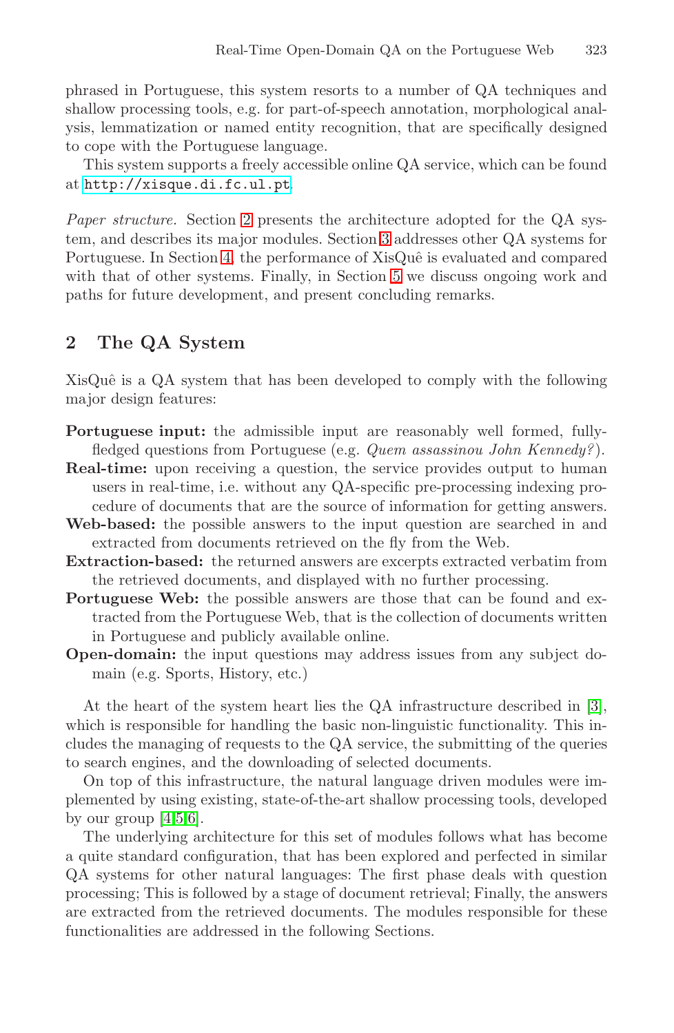phrased in Portuguese, this system resorts to a number of QA techniques and shallow processing tools, e.g. for part-of-speech annotation, morphological analysis, lemmatization or named entity recognition, that are specifically designed to cope with the Portuguese language.

This system supports a freely accessible online QA service, which can be found at http://xisque.di.fc.ul.pt.

*Paper structure.* Section 2 presents the architecture adopted for the QA system, and describes its major modules. Section 3 addresses other QA systems for Portuguese. In Section 4, the performance of XisQuê is evaluated and compared with that of other systems. Finally, in Section 5 we discuss ongoing work and paths for future development, and present concluding remarks.

## 2 The QA System

XisQuê is a QA system that has been developed to comply with the following major design features:

**Portuguese input:** the admissible input are reasonably well formed, fully-fledged questions from Portuguese (e.g. *Quem assassinou John Kennedy?*).

**Real-time:** upon receiving a question, the service provides output to human users in real-time, i.e. without any QA-specific pre-processing indexing procedure of documents that are the source of information for getting answers.

**Web-based:** the possible answers to the input question are searched in and extracted from documents retrieved on the fly from the Web.

**Extraction-based:** the returned answers are excerpts extracted verbatim from the retrieved documents, and displayed with no further processing.

**Portuguese Web:** the possible answers are those that can be found and extracted from the Portuguese Web, that is the collection of documents written in Portuguese and publicly available online.

**Open-domain:** the input questions may address issues from any subject domain (e.g. Sports, History, etc.)

At the heart of the system heart lies the QA infrastructure described in [3], which is responsible for handling the basic non-linguistic functionality. This includes the managing of requests to the QA service, the submitting of the queries to search engines, and the downloading of selected documents.

On top of this infrastructure, the natural language driven modules were implemented by using existing, state-of-the-art shallow processing tools, developed by our group [4,5,6].

The underlying architecture for this set of modules follows what has become a quite standard configuration, that has been explored and perfected in similar QA systems for other natural languages: The first phase deals with question processing; This is followed by a stage of document retrieval; Finally, the answers are extracted from the retrieved documents. The modules responsible for these functionalities are addressed in the following Sections.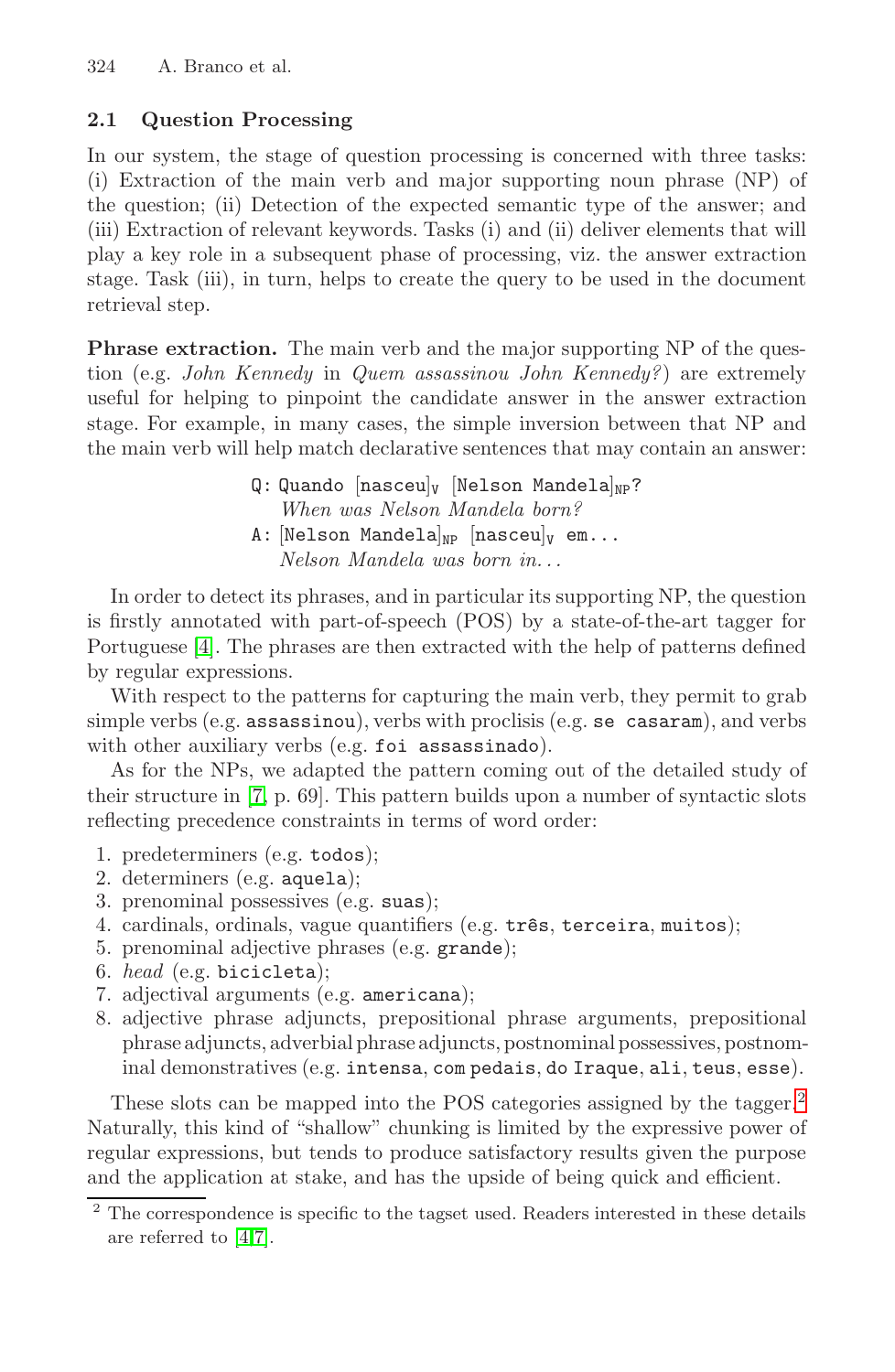### 2.1 Question Processing

In our system, the stage of question processing is concerned with three tasks: (i) Extraction of the main verb and major supporting noun phrase (NP) of the question; (ii) Detection of the expected semantic type of the answer; and (iii) Extraction of relevant keywords. Tasks (i) and (ii) deliver elements that will play a key role in a subsequent phase of processing, viz. the answer extraction stage. Task (iii), in turn, helps to create the query to be used in the document retrieval step.

**Phrase extraction.** The main verb and the major supporting NP of the question (e.g. *John Kennedy* in *Quem assassinou John Kennedy?*) are extremely useful for helping to pinpoint the candidate answer in the answer extraction stage. For example, in many cases, the simple inversion between that NP and the main verb will help match declarative sentences that may contain an answer:

Q: Quando $[\texttt{nasceu}]_{\texttt{V}}$ $[\texttt{Nelson Mandela}]_{\texttt{NP}}$?
*When was Nelson Mandela born?*
A: $[\texttt{Nelson Mandela}]_{\texttt{NP}}$ $[\texttt{nasceu}]_{\texttt{V}}$ em...
*Nelson Mandela was born in...*

In order to detect its phrases, and in particular its supporting NP, the question is firstly annotated with part-of-speech (POS) by a state-of-the-art tagger for Portuguese [4]. The phrases are then extracted with the help of patterns defined by regular expressions.

With respect to the patterns for capturing the main verb, they permit to grab simple verbs (e.g. assassinou), verbs with proclisis (e.g. se casaram), and verbs with other auxiliary verbs (e.g. foi assassinado).

As for the NPs, we adapted the pattern coming out of the detailed study of their structure in [7, p. 69]. This pattern builds upon a number of syntactic slots reflecting precedence constraints in terms of word order:

1. predeterminers (e.g. todos);
2. determiners (e.g. aquela);
3. prenominal possessives (e.g. suas);
4. cardinals, ordinals, vague quantifiers (e.g. três, terceira, muitos);
5. prenominal adjective phrases (e.g. grande);
6. *head* (e.g. bicicleta);
7. adjectival arguments (e.g. americana);
8. adjective phrase adjuncts, prepositional phrase arguments, prepositional phrase adjuncts, adverbial phrase adjuncts, postnominal possessives, postnominal demonstratives (e.g. intensa, com pedais, do Iraque, ali, teus, esse).

These slots can be mapped into the POS categories assigned by the tagger.[2] Naturally, this kind of "shallow" chunking is limited by the expressive power of regular expressions, but tends to produce satisfactory results given the purpose and the application at stake, and has the upside of being quick and efficient.

[2] The correspondence is specific to the tagset used. Readers interested in these details are referred to [4,7].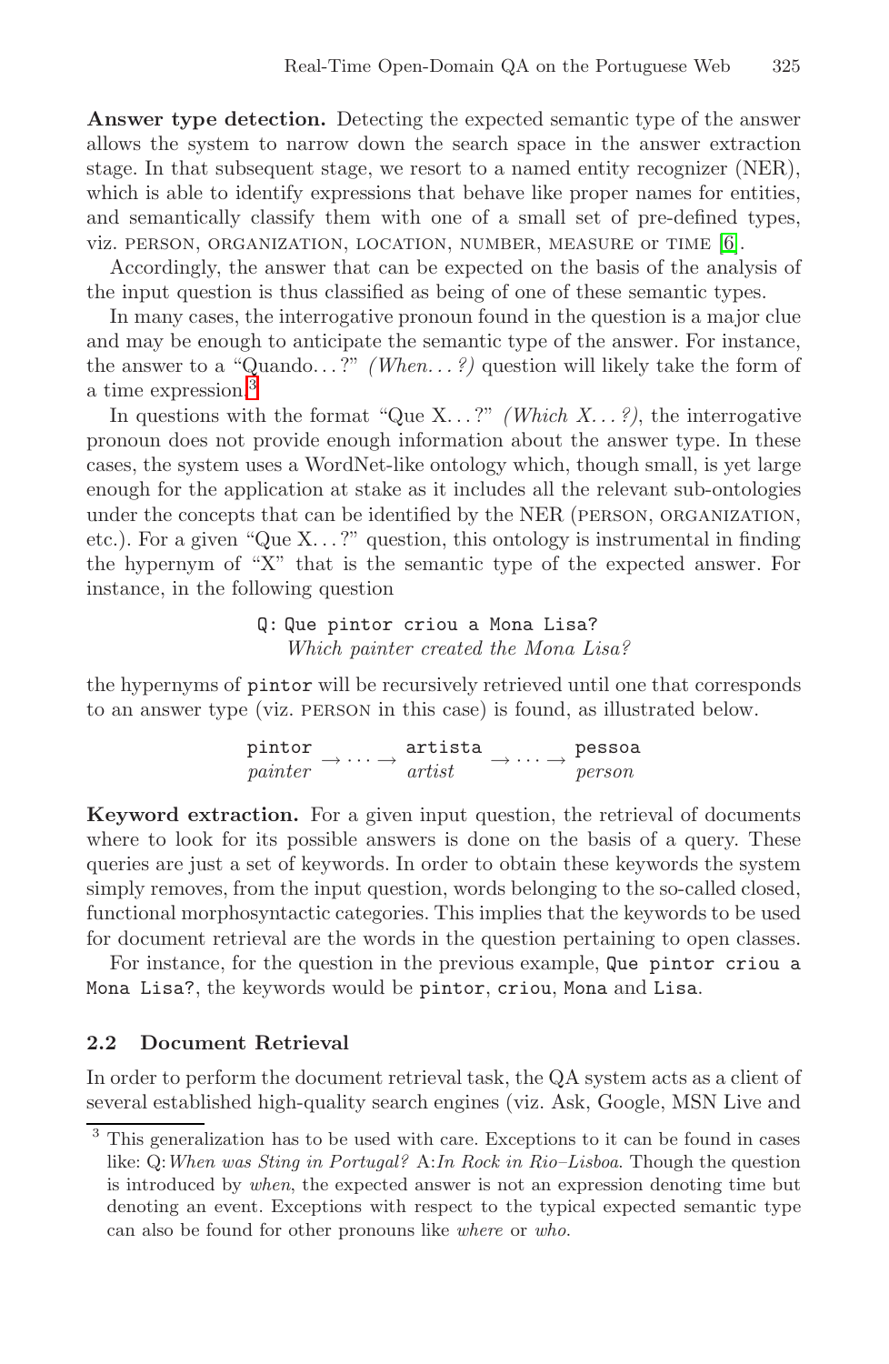**Answer type detection.** Detecting the expected semantic type of the answer allows the system to narrow down the search space in the answer extraction stage. In that subsequent stage, we resort to a named entity recognizer (NER), which is able to identify expressions that behave like proper names for entities, and semantically classify them with one of a small set of pre-defined types, viz. PERSON, ORGANIZATION, LOCATION, NUMBER, MEASURE or TIME [6].

Accordingly, the answer that can be expected on the basis of the analysis of the input question is thus classified as being of one of these semantic types.

In many cases, the interrogative pronoun found in the question is a major clue and may be enough to anticipate the semantic type of the answer. For instance, the answer to a "Quando... ?" *(When... ?)* question will likely take the form of a time expression.[3]

In questions with the format "Que X... ?" *(Which X... ?)*, the interrogative pronoun does not provide enough information about the answer type. In these cases, the system uses a WordNet-like ontology which, though small, is yet large enough for the application at stake as it includes all the relevant sub-ontologies under the concepts that can be identified by the NER (PERSON, ORGANIZATION, etc.). For a given "Que X... ?" question, this ontology is instrumental in finding the hypernym of "X" that is the semantic type of the expected answer. For instance, in the following question

```
Q: Que pintor criou a Mona Lisa?
```
*Which painter created the Mona Lisa?*

the hypernyms of `pintor` will be recursively retrieved until one that corresponds to an answer type (viz. PERSON in this case) is found, as illustrated below.

`pintor` (*painter*) → ... → `artista` (*artist*) → ... → `pessoa` (*person*)

**Keyword extraction.** For a given input question, the retrieval of documents where to look for its possible answers is done on the basis of a query. These queries are just a set of keywords. In order to obtain these keywords the system simply removes, from the input question, words belonging to the so-called closed, functional morphosyntactic categories. This implies that the keywords to be used for document retrieval are the words in the question pertaining to open classes.

For instance, for the question in the previous example, `Que pintor criou a Mona Lisa?`, the keywords would be `pintor`, `criou`, `Mona` and `Lisa`.

### 2.2 Document Retrieval

In order to perform the document retrieval task, the QA system acts as a client of several established high-quality search engines (viz. Ask, Google, MSN Live and

[3] This generalization has to be used with care. Exceptions to it can be found in cases like: Q: *When was Sting in Portugal?* A: *In Rock in Rio–Lisboa*. Though the question is introduced by *when*, the expected answer is not an expression denoting time but denoting an event. Exceptions with respect to the typical expected semantic type can also be found for other pronouns like *where* or *who*.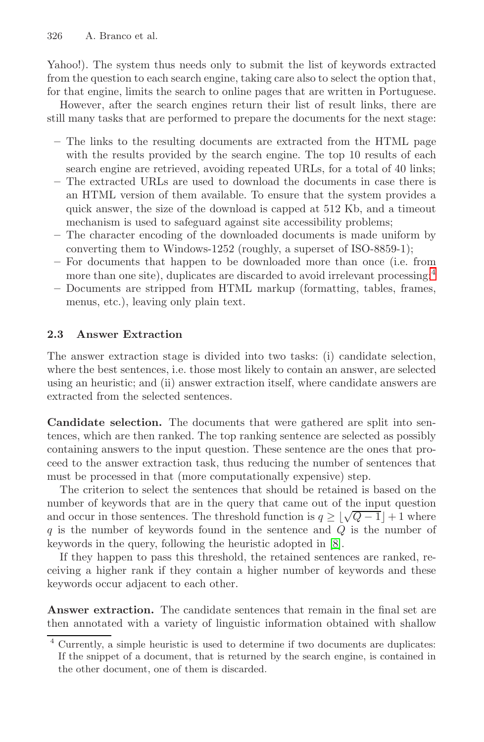Yahoo!). The system thus needs only to submit the list of keywords extracted from the question to each search engine, taking care also to select the option that, for that engine, limits the search to online pages that are written in Portuguese.

However, after the search engines return their list of result links, there are still many tasks that are performed to prepare the documents for the next stage:

- The links to the resulting documents are extracted from the HTML page with the results provided by the search engine. The top 10 results of each search engine are retrieved, avoiding repeated URLs, for a total of 40 links;
- The extracted URLs are used to download the documents in case there is an HTML version of them available. To ensure that the system provides a quick answer, the size of the download is capped at 512 Kb, and a timeout mechanism is used to safeguard against site accessibility problems;
- The character encoding of the downloaded documents is made uniform by converting them to Windows-1252 (roughly, a superset of ISO-8859-1);
- For documents that happen to be downloaded more than once (i.e. from more than one site), duplicates are discarded to avoid irrelevant processing;[4]
- Documents are stripped from HTML markup (formatting, tables, frames, menus, etc.), leaving only plain text.

### 2.3 Answer Extraction

The answer extraction stage is divided into two tasks: (i) candidate selection, where the best sentences, i.e. those most likely to contain an answer, are selected using an heuristic; and (ii) answer extraction itself, where candidate answers are extracted from the selected sentences.

**Candidate selection.** The documents that were gathered are split into sentences, which are then ranked. The top ranking sentence are selected as possibly containing answers to the input question. These sentence are the ones that proceed to the answer extraction task, thus reducing the number of sentences that must be processed in that (more computationally expensive) step.

The criterion to select the sentences that should be retained is based on the number of keywords that are in the query that came out of the input question and occur in those sentences. The threshold function is $q \geq \lfloor \sqrt{Q-1} \rfloor + 1$ where $q$ is the number of keywords found in the sentence and $Q$ is the number of keywords in the query, following the heuristic adopted in [8].

If they happen to pass this threshold, the retained sentences are ranked, receiving a higher rank if they contain a higher number of keywords and these keywords occur adjacent to each other.

**Answer extraction.** The candidate sentences that remain in the final set are then annotated with a variety of linguistic information obtained with shallow

[4] Currently, a simple heuristic is used to determine if two documents are duplicates: If the snippet of a document, that is returned by the search engine, is contained in the other document, one of them is discarded.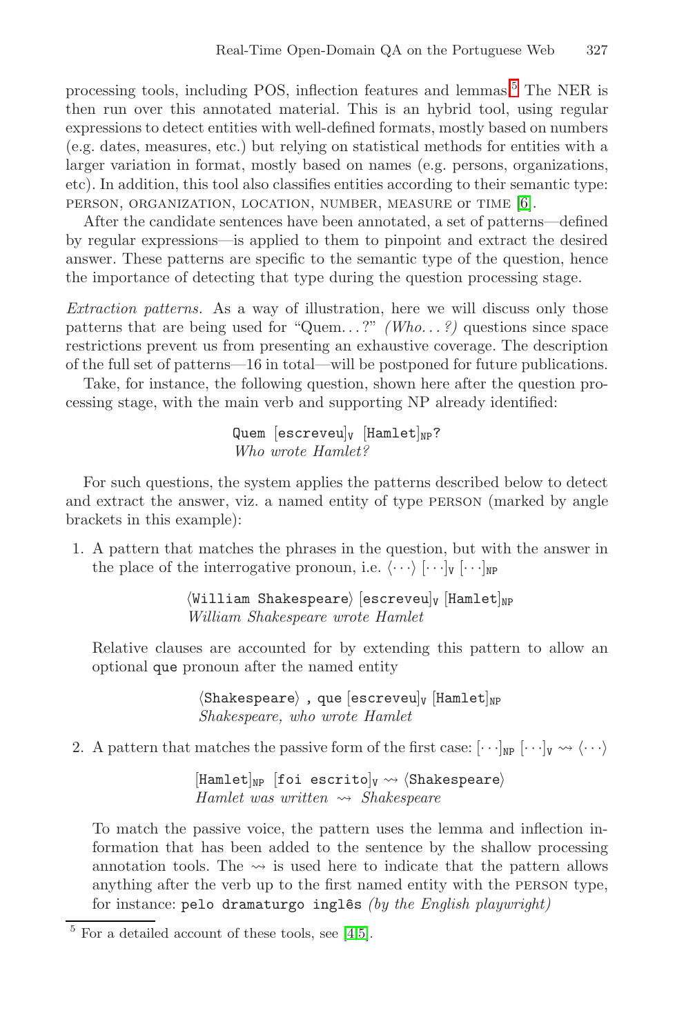processing tools, including POS, inflection features and lemmas.[5] The NER is then run over this annotated material. This is an hybrid tool, using regular expressions to detect entities with well-defined formats, mostly based on numbers (e.g. dates, measures, etc.) but relying on statistical methods for entities with a larger variation in format, mostly based on names (e.g. persons, organizations, etc). In addition, this tool also classifies entities according to their semantic type: PERSON, ORGANIZATION, LOCATION, NUMBER, MEASURE or TIME [6].

After the candidate sentences have been annotated, a set of patterns—defined by regular expressions—is applied to them to pinpoint and extract the desired answer. These patterns are specific to the semantic type of the question, hence the importance of detecting that type during the question processing stage.

*Extraction patterns.* As a way of illustration, here we will discuss only those patterns that are being used for "Quem. . . ?" *(Who. . . ?)* questions since space restrictions prevent us from presenting an exhaustive coverage. The description of the full set of patterns—16 in total—will be postponed for future publications.

Take, for instance, the following question, shown here after the question processing stage, with the main verb and supporting NP already identified:

> `Quem` $[$`escreveu`$]_{\mathtt{V}}$ $[$`Hamlet`$]_{\mathtt{NP}}$`?`
> *Who wrote Hamlet?*

For such questions, the system applies the patterns described below to detect and extract the answer, viz. a named entity of type PERSON (marked by angle brackets in this example):

1. A pattern that matches the phrases in the question, but with the answer in the place of the interrogative pronoun, i.e. $\langle\cdots\rangle$ $[\cdots]_{\mathtt{V}}$ $[\cdots]_{\mathtt{NP}}$

   > $\langle$`William Shakespeare`$\rangle$ $[$`escreveu`$]_{\mathtt{V}}$ $[$`Hamlet`$]_{\mathtt{NP}}$
   > *William Shakespeare wrote Hamlet*

   Relative clauses are accounted for by extending this pattern to allow an optional `que` pronoun after the named entity

   > $\langle$`Shakespeare`$\rangle$ `, que` $[$`escreveu`$]_{\mathtt{V}}$ $[$`Hamlet`$]_{\mathtt{NP}}$
   > *Shakespeare, who wrote Hamlet*

2. A pattern that matches the passive form of the first case: $[\cdots]_{\mathtt{NP}}$ $[\cdots]_{\mathtt{V}}$ $\leadsto$ $\langle\cdots\rangle$

   > $[$`Hamlet`$]_{\mathtt{NP}}$ $[$`foi escrito`$]_{\mathtt{V}}$ $\leadsto$ $\langle$`Shakespeare`$\rangle$
   > *Hamlet was written* $\leadsto$ *Shakespeare*

   To match the passive voice, the pattern uses the lemma and inflection information that has been added to the sentence by the shallow processing annotation tools. The $\leadsto$ is used here to indicate that the pattern allows anything after the verb up to the first named entity with the PERSON type, for instance: `pelo dramaturgo inglês` *(by the English playwright)*

---

[5] For a detailed account of these tools, see [4,5].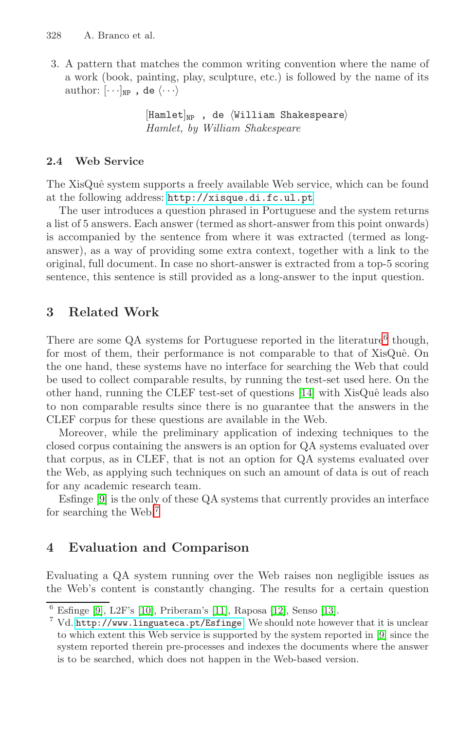3. A pattern that matches the common writing convention where the name of a work (book, painting, play, sculpture, etc.) is followed by the name of its author: $[\cdots]_{\mathrm{NP}}$ `, de` $\langle\cdots\rangle$

   $[$`Hamlet`$]_{\mathrm{NP}}$ `, de` $\langle$`William Shakespeare`$\rangle$
   *Hamlet, by William Shakespeare*

### 2.4 Web Service

The XisQuê system supports a freely available Web service, which can be found at the following address: `http://xisque.di.fc.ul.pt`

The user introduces a question phrased in Portuguese and the system returns a list of 5 answers. Each answer (termed as short-answer from this point onwards) is accompanied by the sentence from where it was extracted (termed as long-answer), as a way of providing some extra context, together with a link to the original, full document. In case no short-answer is extracted from a top-5 scoring sentence, this sentence is still provided as a long-answer to the input question.

## 3 Related Work

There are some QA systems for Portuguese reported in the literature[6] though, for most of them, their performance is not comparable to that of XisQuê. On the one hand, these systems have no interface for searching the Web that could be used to collect comparable results, by running the test-set used here. On the other hand, running the CLEF test-set of questions [14] with XisQuê leads also to non comparable results since there is no guarantee that the answers in the CLEF corpus for these questions are available in the Web.

Moreover, while the preliminary application of indexing techniques to the closed corpus containing the answers is an option for QA systems evaluated over that corpus, as in CLEF, that is not an option for QA systems evaluated over the Web, as applying such techniques on such an amount of data is out of reach for any academic research team.

Esfinge [9] is the only of these QA systems that currently provides an interface for searching the Web.[7]

## 4 Evaluation and Comparison

Evaluating a QA system running over the Web raises non negligible issues as the Web's content is constantly changing. The results for a certain question

---

[6] Esfinge [9], L2F's [10], Priberam's [11], Raposa [12], Senso [13].

[7] Vd. `http://www.linguateca.pt/Esfinge`. We should note however that it is unclear to which extent this Web service is supported by the system reported in [9] since the system reported therein pre-processes and indexes the documents where the answer is to be searched, which does not happen in the Web-based version.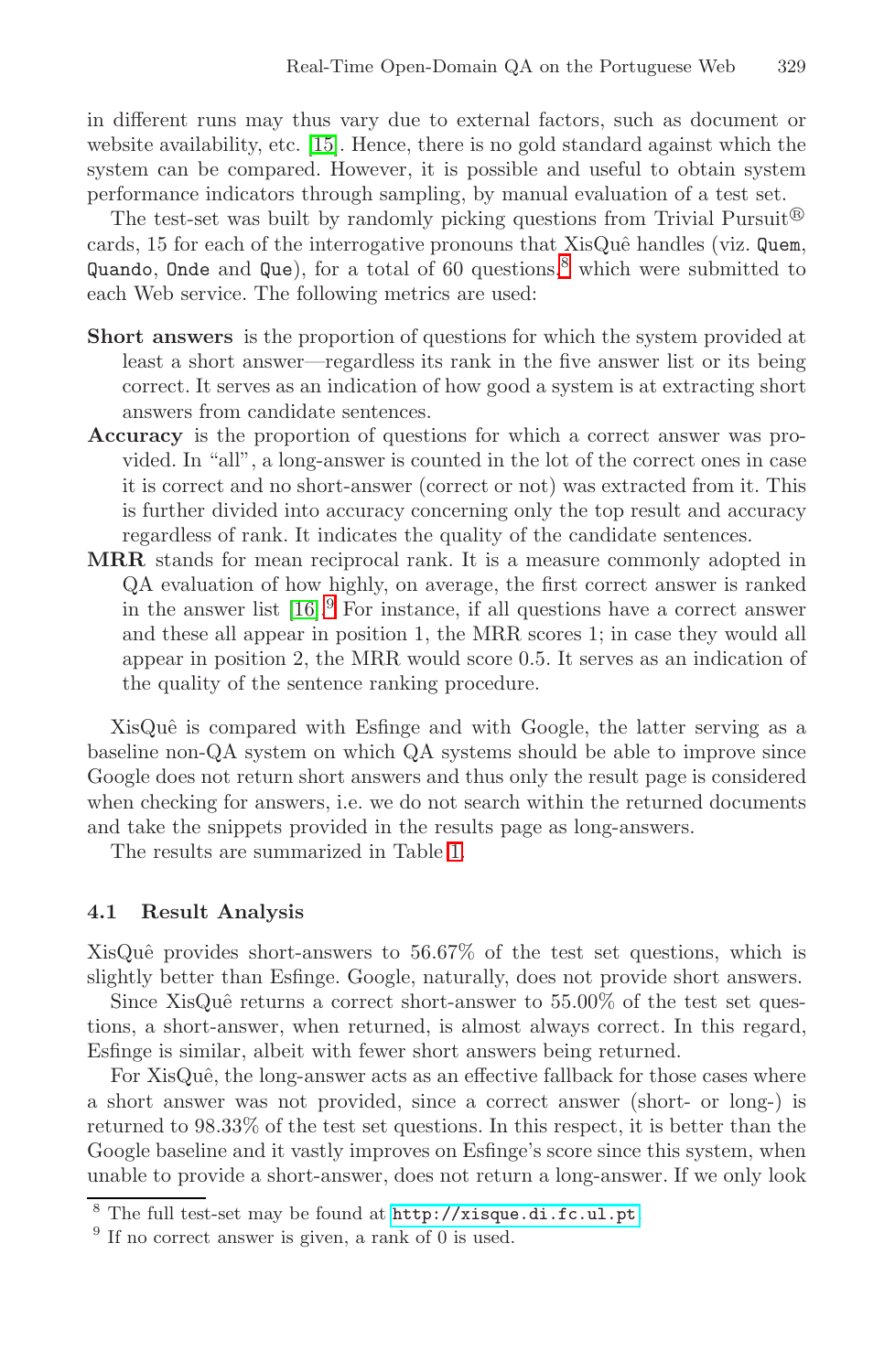in different runs may thus vary due to external factors, such as document or website availability, etc. [15]. Hence, there is no gold standard against which the system can be compared. However, it is possible and useful to obtain system performance indicators through sampling, by manual evaluation of a test set.

The test-set was built by randomly picking questions from Trivial Pursuit® cards, 15 for each of the interrogative pronouns that XisQuê handles (viz. `Quem`, `Quando`, `Onde` and `Que`), for a total of 60 questions,[8] which were submitted to each Web service. The following metrics are used:

**Short answers** is the proportion of questions for which the system provided at least a short answer—regardless its rank in the five answer list or its being correct. It serves as an indication of how good a system is at extracting short answers from candidate sentences.

**Accuracy** is the proportion of questions for which a correct answer was provided. In "all", a long-answer is counted in the lot of the correct ones in case it is correct and no short-answer (correct or not) was extracted from it. This is further divided into accuracy concerning only the top result and accuracy regardless of rank. It indicates the quality of the candidate sentences.

**MRR** stands for mean reciprocal rank. It is a measure commonly adopted in QA evaluation of how highly, on average, the first correct answer is ranked in the answer list [16].[9] For instance, if all questions have a correct answer and these all appear in position 1, the MRR scores 1; in case they would all appear in position 2, the MRR would score 0.5. It serves as an indication of the quality of the sentence ranking procedure.

XisQuê is compared with Esfinge and with Google, the latter serving as a baseline non-QA system on which QA systems should be able to improve since Google does not return short answers and thus only the result page is considered when checking for answers, i.e. we do not search within the returned documents and take the snippets provided in the results page as long-answers.

The results are summarized in Table 1.

### 4.1 Result Analysis

XisQuê provides short-answers to 56.67% of the test set questions, which is slightly better than Esfinge. Google, naturally, does not provide short answers.

Since XisQuê returns a correct short-answer to 55.00% of the test set questions, a short-answer, when returned, is almost always correct. In this regard, Esfinge is similar, albeit with fewer short answers being returned.

For XisQuê, the long-answer acts as an effective fallback for those cases where a short answer was not provided, since a correct answer (short- or long-) is returned to 98.33% of the test set questions. In this respect, it is better than the Google baseline and it vastly improves on Esfinge's score since this system, when unable to provide a short-answer, does not return a long-answer. If we only look

[8] The full test-set may be found at http://xisque.di.fc.ul.pt

[9] If no correct answer is given, a rank of 0 is used.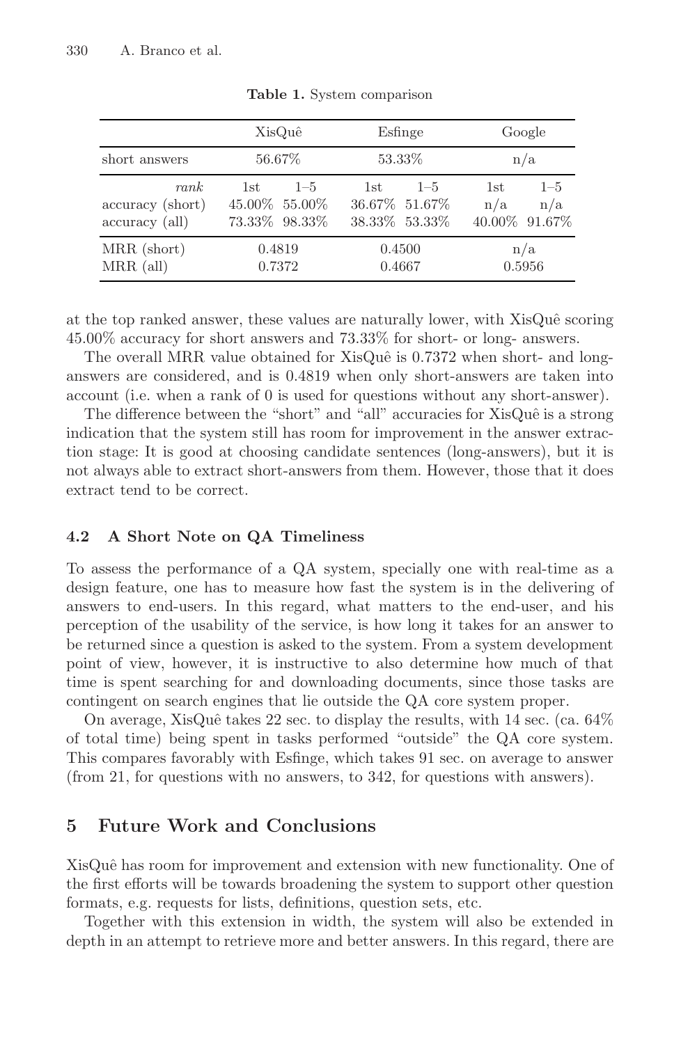**Table 1.** System comparison

| | XisQuê | | Esfinge | | Google | |
|---|---|---|---|---|---|---|
| short answers | 56.67% | | 53.33% | | n/a | |
| *rank* | 1st | 1–5 | 1st | 1–5 | 1st | 1–5 |
| accuracy (short) | 45.00% | 55.00% | 36.67% | 51.67% | n/a | n/a |
| accuracy (all) | 73.33% | 98.33% | 38.33% | 53.33% | 40.00% | 91.67% |
| MRR (short) | 0.4819 | | 0.4500 | | n/a | |
| MRR (all) | 0.7372 | | 0.4667 | | 0.5956 | |

at the top ranked answer, these values are naturally lower, with XisQuê scoring 45.00% accuracy for short answers and 73.33% for short- or long- answers.

The overall MRR value obtained for XisQuê is 0.7372 when short- and long-answers are considered, and is 0.4819 when only short-answers are taken into account (i.e. when a rank of 0 is used for questions without any short-answer).

The difference between the "short" and "all" accuracies for XisQuê is a strong indication that the system still has room for improvement in the answer extraction stage: It is good at choosing candidate sentences (long-answers), but it is not always able to extract short-answers from them. However, those that it does extract tend to be correct.

### 4.2 A Short Note on QA Timeliness

To assess the performance of a QA system, specially one with real-time as a design feature, one has to measure how fast the system is in the delivering of answers to end-users. In this regard, what matters to the end-user, and his perception of the usability of the service, is how long it takes for an answer to be returned since a question is asked to the system. From a system development point of view, however, it is instructive to also determine how much of that time is spent searching for and downloading documents, since those tasks are contingent on search engines that lie outside the QA core system proper.

On average, XisQuê takes 22 sec. to display the results, with 14 sec. (ca. 64% of total time) being spent in tasks performed "outside" the QA core system. This compares favorably with Esfinge, which takes 91 sec. on average to answer (from 21, for questions with no answers, to 342, for questions with answers).

## 5 Future Work and Conclusions

XisQuê has room for improvement and extension with new functionality. One of the first efforts will be towards broadening the system to support other question formats, e.g. requests for lists, definitions, question sets, etc.

Together with this extension in width, the system will also be extended in depth in an attempt to retrieve more and better answers. In this regard, there are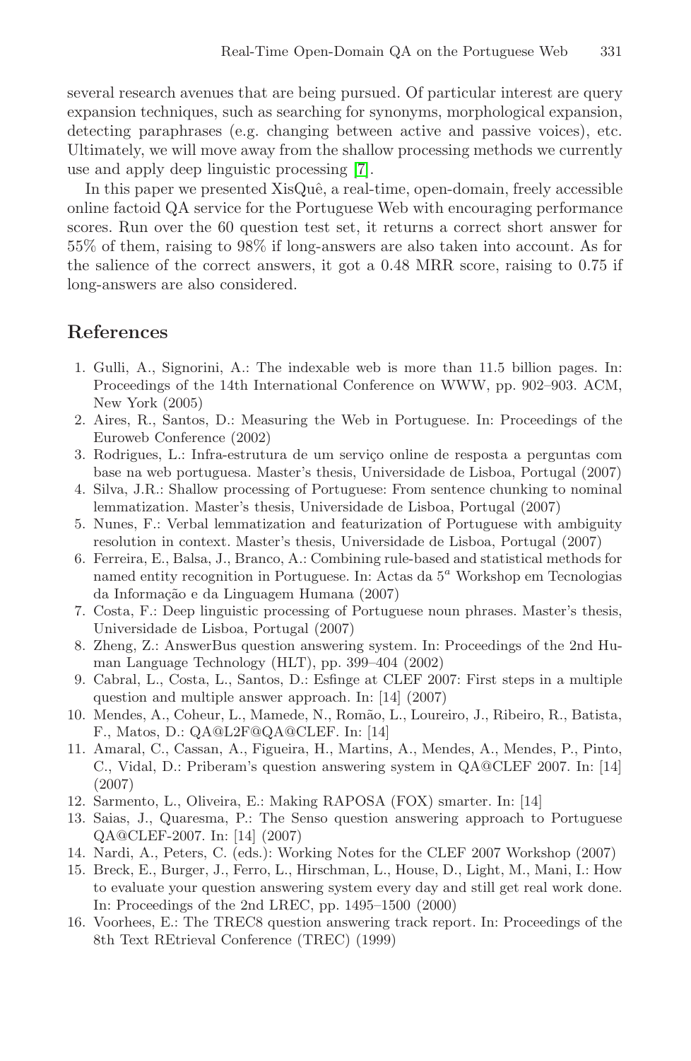several research avenues that are being pursued. Of particular interest are query expansion techniques, such as searching for synonyms, morphological expansion, detecting paraphrases (e.g. changing between active and passive voices), etc. Ultimately, we will move away from the shallow processing methods we currently use and apply deep linguistic processing [7].

In this paper we presented XisQuê, a real-time, open-domain, freely accessible online factoid QA service for the Portuguese Web with encouraging performance scores. Run over the 60 question test set, it returns a correct short answer for 55% of them, raising to 98% if long-answers are also taken into account. As for the salience of the correct answers, it got a 0.48 MRR score, raising to 0.75 if long-answers are also considered.

## References

1. Gulli, A., Signorini, A.: The indexable web is more than 11.5 billion pages. In: Proceedings of the 14th International Conference on WWW, pp. 902–903. ACM, New York (2005)
2. Aires, R., Santos, D.: Measuring the Web in Portuguese. In: Proceedings of the Euroweb Conference (2002)
3. Rodrigues, L.: Infra-estrutura de um serviço online de resposta a perguntas com base na web portuguesa. Master's thesis, Universidade de Lisboa, Portugal (2007)
4. Silva, J.R.: Shallow processing of Portuguese: From sentence chunking to nominal lemmatization. Master's thesis, Universidade de Lisboa, Portugal (2007)
5. Nunes, F.: Verbal lemmatization and featurization of Portuguese with ambiguity resolution in context. Master's thesis, Universidade de Lisboa, Portugal (2007)
6. Ferreira, E., Balsa, J., Branco, A.: Combining rule-based and statistical methods for named entity recognition in Portuguese. In: Actas da $5^a$ Workshop em Tecnologias da Informação e da Linguagem Humana (2007)
7. Costa, F.: Deep linguistic processing of Portuguese noun phrases. Master's thesis, Universidade de Lisboa, Portugal (2007)
8. Zheng, Z.: AnswerBus question answering system. In: Proceedings of the 2nd Human Language Technology (HLT), pp. 399–404 (2002)
9. Cabral, L., Costa, L., Santos, D.: Esfinge at CLEF 2007: First steps in a multiple question and multiple answer approach. In: [14] (2007)
10. Mendes, A., Coheur, L., Mamede, N., Romão, L., Loureiro, J., Ribeiro, R., Batista, F., Matos, D.: QA@L2F@QA@CLEF. In: [14]
11. Amaral, C., Cassan, A., Figueira, H., Martins, A., Mendes, A., Mendes, P., Pinto, C., Vidal, D.: Priberam's question answering system in QA@CLEF 2007. In: [14] (2007)
12. Sarmento, L., Oliveira, E.: Making RAPOSA (FOX) smarter. In: [14]
13. Saias, J., Quaresma, P.: The Senso question answering approach to Portuguese QA@CLEF-2007. In: [14] (2007)
14. Nardi, A., Peters, C. (eds.): Working Notes for the CLEF 2007 Workshop (2007)
15. Breck, E., Burger, J., Ferro, L., Hirschman, L., House, D., Light, M., Mani, I.: How to evaluate your question answering system every day and still get real work done. In: Proceedings of the 2nd LREC, pp. 1495–1500 (2000)
16. Voorhees, E.: The TREC8 question answering track report. In: Proceedings of the 8th Text REtrieval Conference (TREC) (1999)